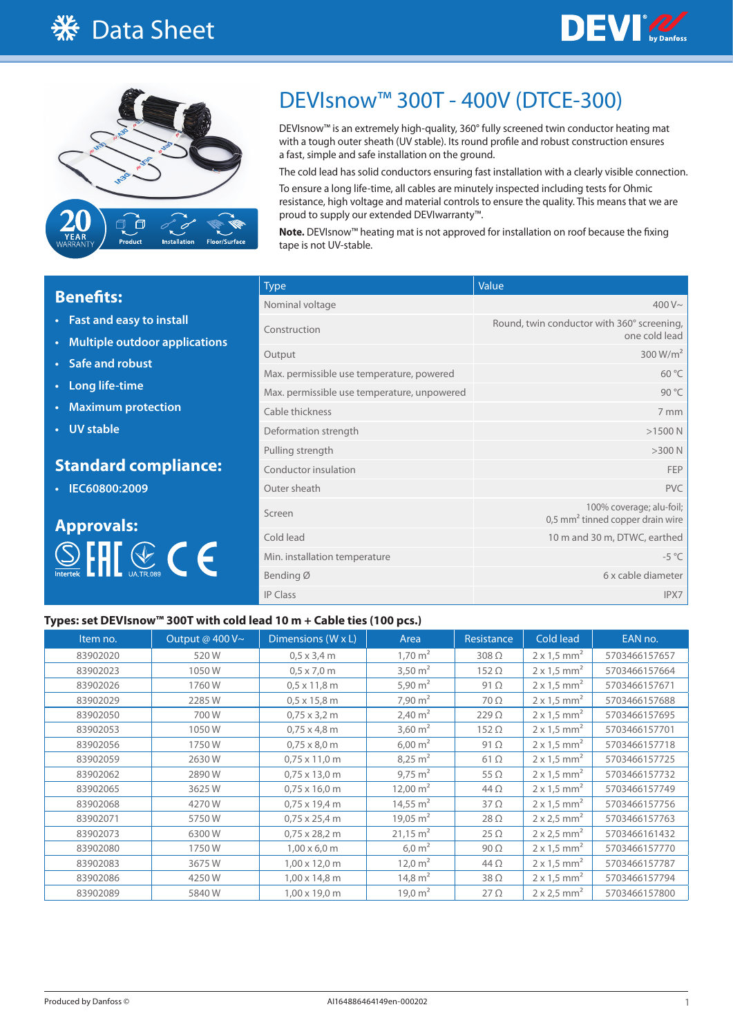# Data Sheet

# DEVIsnow™ 300T - 400V (DTCE-300)

DEVIsnow™ is an extremely high-quality, 360° fully screened twin conductor heating mat with a tough outer sheath (UV stable). Its round profile and robust construction ensures a fast, simple and safe installation on the ground.

The cold lead has solid conductors ensuring fast installation with a clearly visible connection.

To ensure a long life-time, all cables are minutely inspected including tests for Ohmic resistance, high voltage and material controls to ensure the quality. This means that we are proud to supply our extended DEVIwarranty™.

**Note.** DEVIsnow™ heating mat is not approved for installation on roof because the fixing tape is not UV-stable.

20 YEAR WARRANTY — Product, Installation, Floor/Surface

## Benefits:

- Fast and easy to install
- Multiple outdoor applications
- Safe and robust
- Long life-time
- Maximum protection
- UV stable

## Standard compliance:

- IEC60800:2009

## Approvals:

Intertek, EAC, UA.TR.089, CE

| Type | Value |
|---|---|
| Nominal voltage | 400 V~ |
| Construction | Round, twin conductor with 360° screening, one cold lead |
| Output | 300 W/m$^2$ |
| Max. permissible use temperature, powered | 60 °C |
| Max. permissible use temperature, unpowered | 90 °C |
| Cable thickness | 7 mm |
| Deformation strength | >1500 N |
| Pulling strength | >300 N |
| Conductor insulation | FEP |
| Outer sheath | PVC |
| Screen | 100% coverage; alu-foil; 0,5 mm$^2$ tinned copper drain wire |
| Cold lead | 10 m and 30 m, DTWC, earthed |
| Min. installation temperature | -5 °C |
| Bending Ø | 6 x cable diameter |
| IP Class | IPX7 |

### Types: set DEVIsnow™ 300T with cold lead 10 m + Cable ties (100 pcs.)

| Item no. | Output @ 400 V~ | Dimensions (W x L) | Area | Resistance | Cold lead | EAN no. |
|---|---|---|---|---|---|---|
| 83902020 | 520 W | 0,5 x 3,4 m | 1,70 m$^2$ | 308 Ω | 2 x 1,5 mm$^2$ | 5703466157657 |
| 83902023 | 1050 W | 0,5 x 7,0 m | 3,50 m$^2$ | 152 Ω | 2 x 1,5 mm$^2$ | 5703466157664 |
| 83902026 | 1760 W | 0,5 x 11,8 m | 5,90 m$^2$ | 91 Ω | 2 x 1,5 mm$^2$ | 5703466157671 |
| 83902029 | 2285 W | 0,5 x 15,8 m | 7,90 m$^2$ | 70 Ω | 2 x 1,5 mm$^2$ | 5703466157688 |
| 83902050 | 700 W | 0,75 x 3,2 m | 2,40 m$^2$ | 229 Ω | 2 x 1,5 mm$^2$ | 5703466157695 |
| 83902053 | 1050 W | 0,75 x 4,8 m | 3,60 m$^2$ | 152 Ω | 2 x 1,5 mm$^2$ | 5703466157701 |
| 83902056 | 1750 W | 0,75 x 8,0 m | 6,00 m$^2$ | 91 Ω | 2 x 1,5 mm$^2$ | 5703466157718 |
| 83902059 | 2630 W | 0,75 x 11,0 m | 8,25 m$^2$ | 61 Ω | 2 x 1,5 mm$^2$ | 5703466157725 |
| 83902062 | 2890 W | 0,75 x 13,0 m | 9,75 m$^2$ | 55 Ω | 2 x 1,5 mm$^2$ | 5703466157732 |
| 83902065 | 3625 W | 0,75 x 16,0 m | 12,00 m$^2$ | 44 Ω | 2 x 1,5 mm$^2$ | 5703466157749 |
| 83902068 | 4270 W | 0,75 x 19,4 m | 14,55 m$^2$ | 37 Ω | 2 x 1,5 mm$^2$ | 5703466157756 |
| 83902071 | 5750 W | 0,75 x 25,4 m | 19,05 m$^2$ | 28 Ω | 2 x 2,5 mm$^2$ | 5703466157763 |
| 83902073 | 6300 W | 0,75 x 28,2 m | 21,15 m$^2$ | 25 Ω | 2 x 2,5 mm$^2$ | 5703466161432 |
| 83902080 | 1750 W | 1,00 x 6,0 m | 6,0 m$^2$ | 90 Ω | 2 x 1,5 mm$^2$ | 5703466157770 |
| 83902083 | 3675 W | 1,00 x 12,0 m | 12,0 m$^2$ | 44 Ω | 2 x 1,5 mm$^2$ | 5703466157787 |
| 83902086 | 4250 W | 1,00 x 14,8 m | 14,8 m$^2$ | 38 Ω | 2 x 1,5 mm$^2$ | 5703466157794 |
| 83902089 | 5840 W | 1,00 x 19,0 m | 19,0 m$^2$ | 27 Ω | 2 x 2,5 mm$^2$ | 5703466157800 |

Produced by Danfoss © AI164886464149en-000202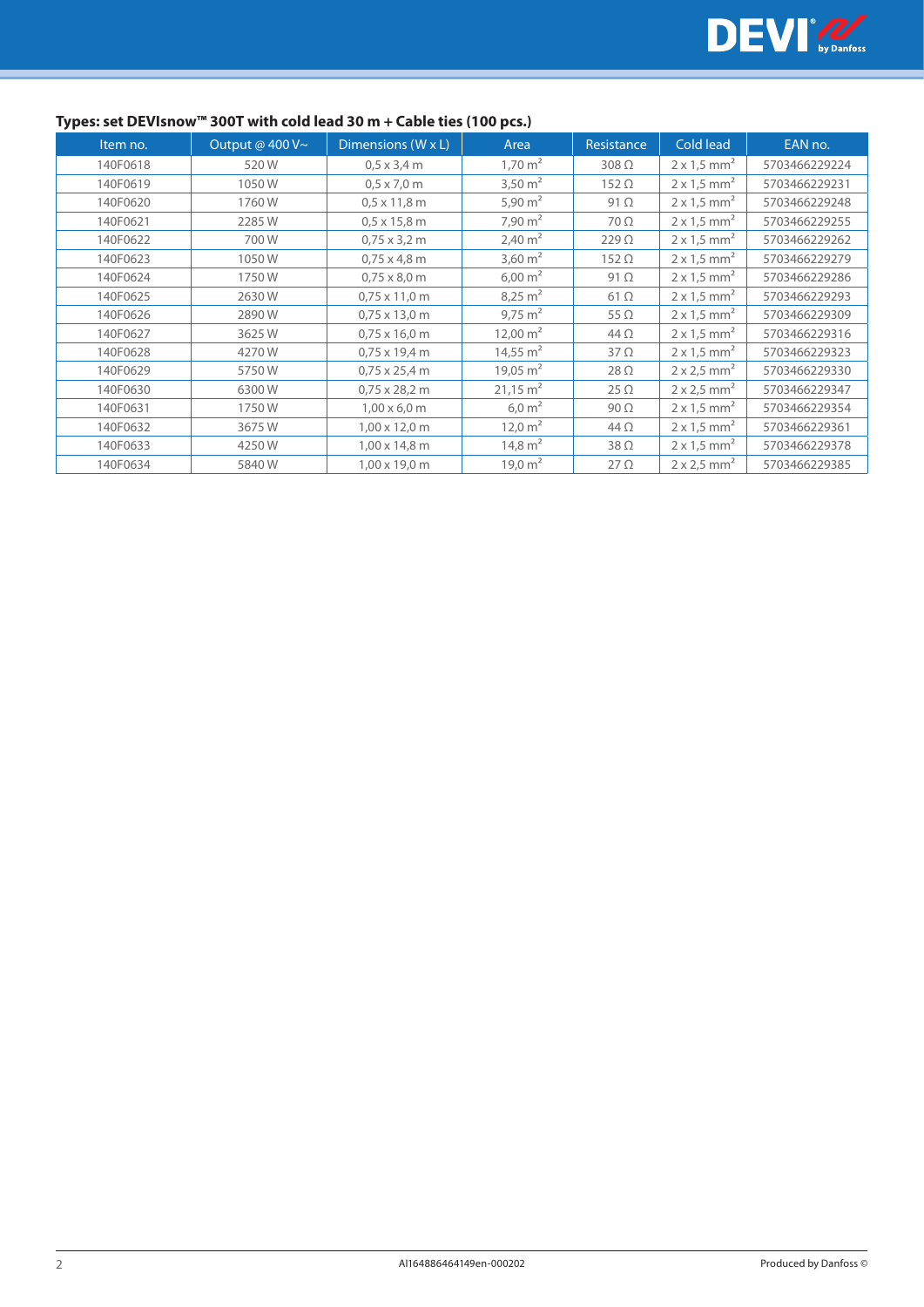### Types: set DEVIsnow™ 300T with cold lead 30 m + Cable ties (100 pcs.)

| Item no. | Output @ 400 V~ | Dimensions (W x L) | Area | Resistance | Cold lead | EAN no. |
|---|---|---|---|---|---|---|
| 140F0618 | 520 W | 0,5 x 3,4 m | 1,70 $m^2$ | 308 Ω | 2 x 1,5 $mm^2$ | 5703466229224 |
| 140F0619 | 1050 W | 0,5 x 7,0 m | 3,50 $m^2$ | 152 Ω | 2 x 1,5 $mm^2$ | 5703466229231 |
| 140F0620 | 1760 W | 0,5 x 11,8 m | 5,90 $m^2$ | 91 Ω | 2 x 1,5 $mm^2$ | 5703466229248 |
| 140F0621 | 2285 W | 0,5 x 15,8 m | 7,90 $m^2$ | 70 Ω | 2 x 1,5 $mm^2$ | 5703466229255 |
| 140F0622 | 700 W | 0,75 x 3,2 m | 2,40 $m^2$ | 229 Ω | 2 x 1,5 $mm^2$ | 5703466229262 |
| 140F0623 | 1050 W | 0,75 x 4,8 m | 3,60 $m^2$ | 152 Ω | 2 x 1,5 $mm^2$ | 5703466229279 |
| 140F0624 | 1750 W | 0,75 x 8,0 m | 6,00 $m^2$ | 91 Ω | 2 x 1,5 $mm^2$ | 5703466229286 |
| 140F0625 | 2630 W | 0,75 x 11,0 m | 8,25 $m^2$ | 61 Ω | 2 x 1,5 $mm^2$ | 5703466229293 |
| 140F0626 | 2890 W | 0,75 x 13,0 m | 9,75 $m^2$ | 55 Ω | 2 x 1,5 $mm^2$ | 5703466229309 |
| 140F0627 | 3625 W | 0,75 x 16,0 m | 12,00 $m^2$ | 44 Ω | 2 x 1,5 $mm^2$ | 5703466229316 |
| 140F0628 | 4270 W | 0,75 x 19,4 m | 14,55 $m^2$ | 37 Ω | 2 x 1,5 $mm^2$ | 5703466229323 |
| 140F0629 | 5750 W | 0,75 x 25,4 m | 19,05 $m^2$ | 28 Ω | 2 x 2,5 $mm^2$ | 5703466229330 |
| 140F0630 | 6300 W | 0,75 x 28,2 m | 21,15 $m^2$ | 25 Ω | 2 x 2,5 $mm^2$ | 5703466229347 |
| 140F0631 | 1750 W | 1,00 x 6,0 m | 6,0 $m^2$ | 90 Ω | 2 x 1,5 $mm^2$ | 5703466229354 |
| 140F0632 | 3675 W | 1,00 x 12,0 m | 12,0 $m^2$ | 44 Ω | 2 x 1,5 $mm^2$ | 5703466229361 |
| 140F0633 | 4250 W | 1,00 x 14,8 m | 14,8 $m^2$ | 38 Ω | 2 x 1,5 $mm^2$ | 5703466229378 |
| 140F0634 | 5840 W | 1,00 x 19,0 m | 19,0 $m^2$ | 27 Ω | 2 x 2,5 $mm^2$ | 5703466229385 |

AI164886464149en-000202